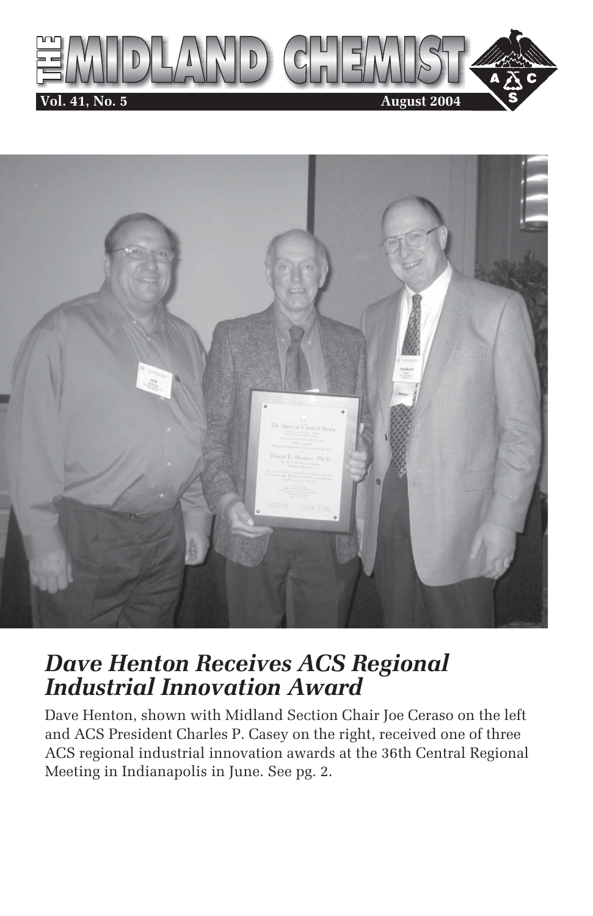# THE MIDLAND CHEMIST

**Vol. 41, No. 5** **August 2004**

## *Dave Henton Receives ACS Regional Industrial Innovation Award*

Dave Henton, shown with Midland Section Chair Joe Ceraso on the left and ACS President Charles P. Casey on the right, received one of three ACS regional industrial innovation awards at the 36th Central Regional Meeting in Indianapolis in June. See pg. 2.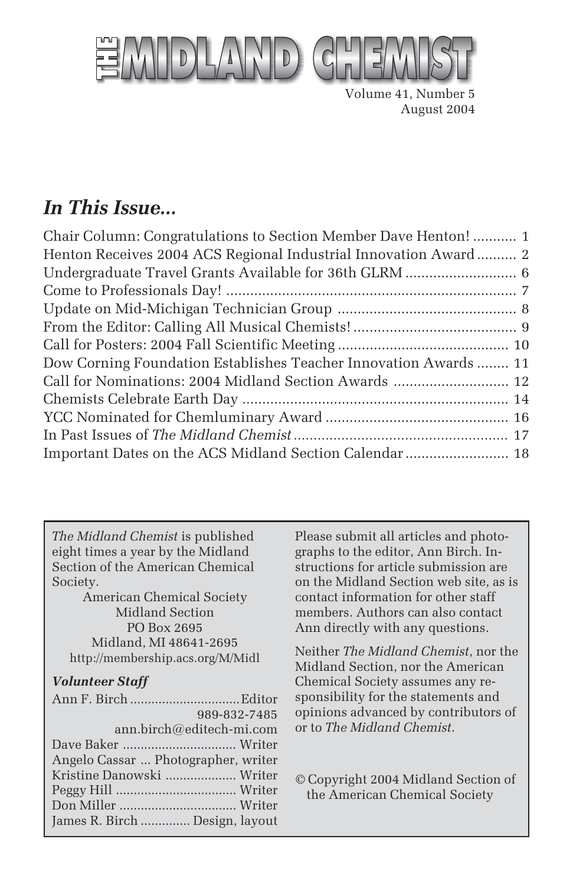# THE MIDLAND CHEMIST

Volume 41, Number 5
August 2004

## *In This Issue...*

| | |
|---|---|
| Chair Column: Congratulations to Section Member Dave Henton! | 1 |
| Henton Receives 2004 ACS Regional Industrial Innovation Award | 2 |
| Undergraduate Travel Grants Available for 36th GLRM | 6 |
| Come to Professionals Day! | 7 |
| Update on Mid-Michigan Technician Group | 8 |
| From the Editor: Calling All Musical Chemists! | 9 |
| Call for Posters: 2004 Fall Scientific Meeting | 10 |
| Dow Corning Foundation Establishes Teacher Innovation Awards | 11 |
| Call for Nominations: 2004 Midland Section Awards | 12 |
| Chemists Celebrate Earth Day | 14 |
| YCC Nominated for Chemluminary Award | 16 |
| In Past Issues of *The Midland Chemist* | 17 |
| Important Dates on the ACS Midland Section Calendar | 18 |

*The Midland Chemist* is published eight times a year by the Midland Section of the American Chemical Society.

American Chemical Society
Midland Section
PO Box 2695
Midland, MI 48641-2695
http://membership.acs.org/M/Midl

### *Volunteer Staff*

Ann F. Birch ... Editor
989-832-7485
ann.birch@editech-mi.com
Dave Baker ... Writer
Angelo Cassar ... Photographer, writer
Kristine Danowski ... Writer
Peggy Hill ... Writer
Don Miller ... Writer
James R. Birch ... Design, layout

Please submit all articles and photographs to the editor, Ann Birch. Instructions for article submission are on the Midland Section web site, as is contact information for other staff members. Authors can also contact Ann directly with any questions.

Neither *The Midland Chemist*, nor the Midland Section, nor the American Chemical Society assumes any responsibility for the statements and opinions advanced by contributors of or to *The Midland Chemist*.

© Copyright 2004 Midland Section of the American Chemical Society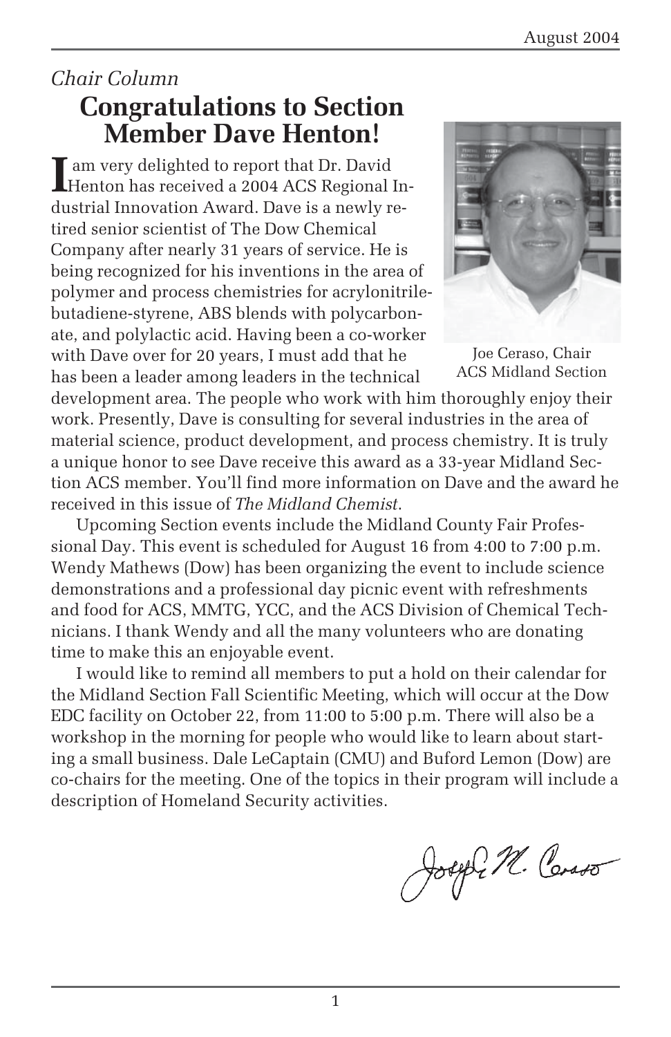*Chair Column*

# Congratulations to Section Member Dave Henton!

I am very delighted to report that Dr. David Henton has received a 2004 ACS Regional Industrial Innovation Award. Dave is a newly retired senior scientist of The Dow Chemical Company after nearly 31 years of service. He is being recognized for his inventions in the area of polymer and process chemistries for acrylonitrile-butadiene-styrene, ABS blends with polycarbonate, and polylactic acid. Having been a co-worker with Dave over for 20 years, I must add that he has been a leader among leaders in the technical development area. The people who work with him thoroughly enjoy their work. Presently, Dave is consulting for several industries in the area of material science, product development, and process chemistry. It is truly a unique honor to see Dave receive this award as a 33-year Midland Section ACS member. You'll find more information on Dave and the award he received in this issue of *The Midland Chemist*.

Joe Ceraso, Chair
ACS Midland Section

Upcoming Section events include the Midland County Fair Professional Day. This event is scheduled for August 16 from 4:00 to 7:00 p.m. Wendy Mathews (Dow) has been organizing the event to include science demonstrations and a professional day picnic event with refreshments and food for ACS, MMTG, YCC, and the ACS Division of Chemical Technicians. I thank Wendy and all the many volunteers who are donating time to make this an enjoyable event.

I would like to remind all members to put a hold on their calendar for the Midland Section Fall Scientific Meeting, which will occur at the Dow EDC facility on October 22, from 11:00 to 5:00 p.m. There will also be a workshop in the morning for people who would like to learn about starting a small business. Dale LeCaptain (CMU) and Buford Lemon (Dow) are co-chairs for the meeting. One of the topics in their program will include a description of Homeland Security activities.

Joseph M. Ceraso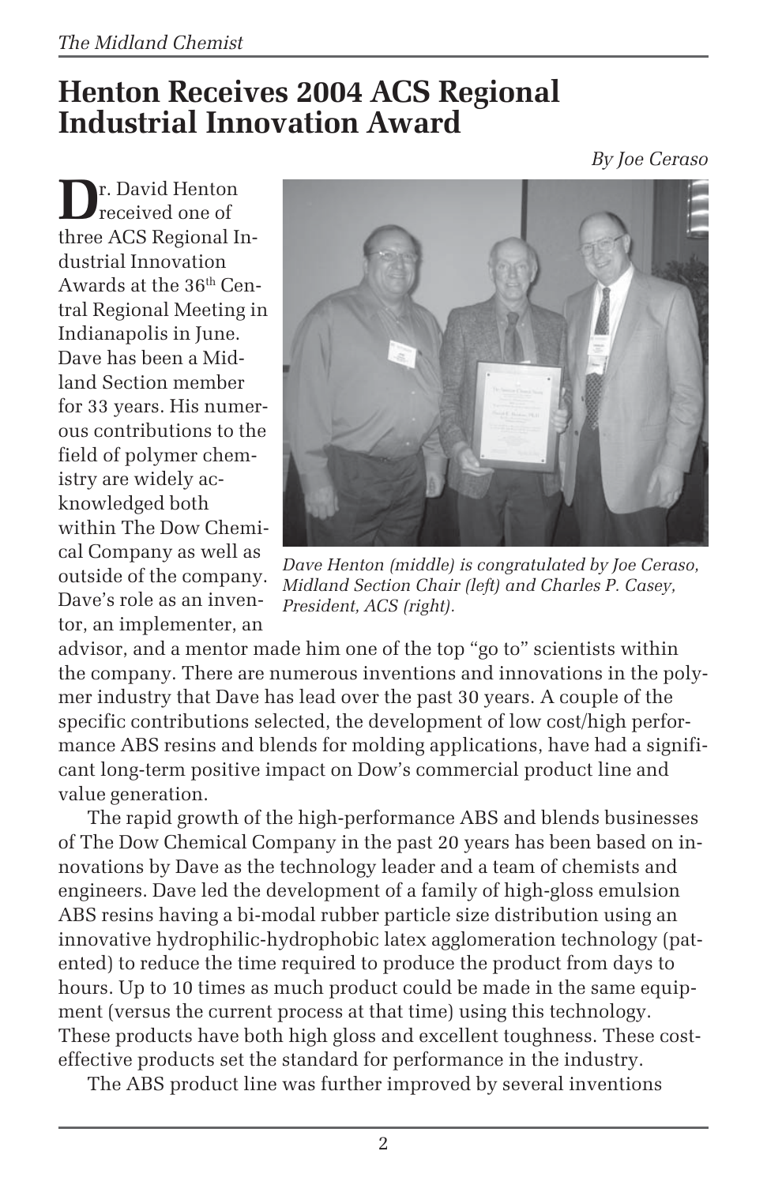# Henton Receives 2004 ACS Regional Industrial Innovation Award

*By Joe Ceraso*

Dr. David Henton received one of three ACS Regional Industrial Innovation Awards at the 36th Central Regional Meeting in Indianapolis in June. Dave has been a Midland Section member for 33 years. His numerous contributions to the field of polymer chemistry are widely acknowledged both within The Dow Chemical Company as well as outside of the company. Dave's role as an inventor, an implementer, an advisor, and a mentor made him one of the top "go to" scientists within the company. There are numerous inventions and innovations in the polymer industry that Dave has lead over the past 30 years. A couple of the specific contributions selected, the development of low cost/high performance ABS resins and blends for molding applications, have had a significant long-term positive impact on Dow's commercial product line and value generation.

*Dave Henton (middle) is congratulated by Joe Ceraso, Midland Section Chair (left) and Charles P. Casey, President, ACS (right).*

The rapid growth of the high-performance ABS and blends businesses of The Dow Chemical Company in the past 20 years has been based on innovations by Dave as the technology leader and a team of chemists and engineers. Dave led the development of a family of high-gloss emulsion ABS resins having a bi-modal rubber particle size distribution using an innovative hydrophilic-hydrophobic latex agglomeration technology (patented) to reduce the time required to produce the product from days to hours. Up to 10 times as much product could be made in the same equipment (versus the current process at that time) using this technology. These products have both high gloss and excellent toughness. These cost-effective products set the standard for performance in the industry.

The ABS product line was further improved by several inventions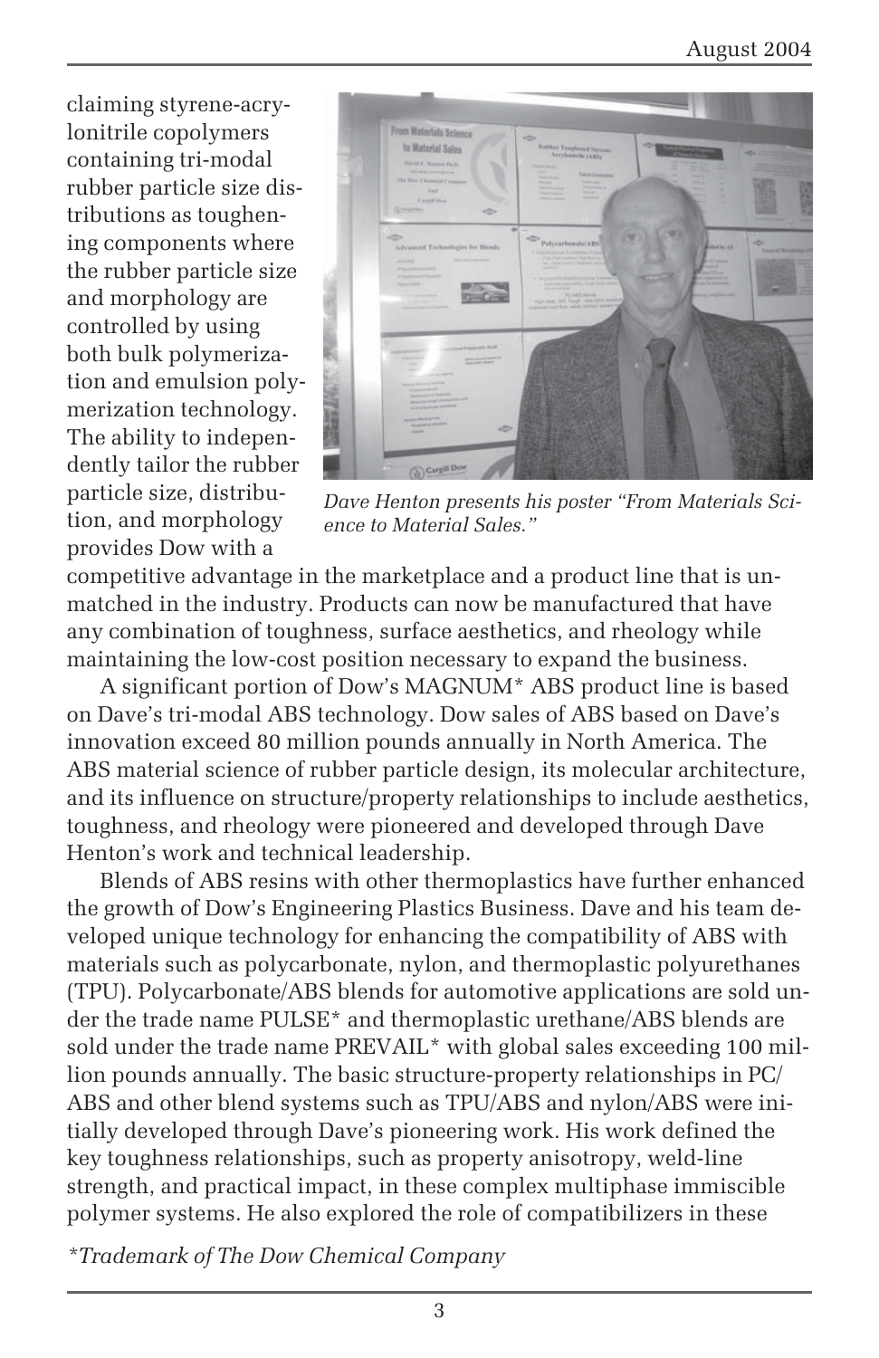claiming styrene-acrylonitrile copolymers containing tri-modal rubber particle size distributions as toughening components where the rubber particle size and morphology are controlled by using both bulk polymerization and emulsion polymerization technology. The ability to independently tailor the rubber particle size, distribution, and morphology provides Dow with a competitive advantage in the marketplace and a product line that is unmatched in the industry. Products can now be manufactured that have any combination of toughness, surface aesthetics, and rheology while maintaining the low-cost position necessary to expand the business.

*Dave Henton presents his poster "From Materials Science to Material Sales."*

A significant portion of Dow's MAGNUM* ABS product line is based on Dave's tri-modal ABS technology. Dow sales of ABS based on Dave's innovation exceed 80 million pounds annually in North America. The ABS material science of rubber particle design, its molecular architecture, and its influence on structure/property relationships to include aesthetics, toughness, and rheology were pioneered and developed through Dave Henton's work and technical leadership.

Blends of ABS resins with other thermoplastics have further enhanced the growth of Dow's Engineering Plastics Business. Dave and his team developed unique technology for enhancing the compatibility of ABS with materials such as polycarbonate, nylon, and thermoplastic polyurethanes (TPU). Polycarbonate/ABS blends for automotive applications are sold under the trade name PULSE* and thermoplastic urethane/ABS blends are sold under the trade name PREVAIL* with global sales exceeding 100 million pounds annually. The basic structure-property relationships in PC/ABS and other blend systems such as TPU/ABS and nylon/ABS were initially developed through Dave's pioneering work. His work defined the key toughness relationships, such as property anisotropy, weld-line strength, and practical impact, in these complex multiphase immiscible polymer systems. He also explored the role of compatibilizers in these

*\*Trademark of The Dow Chemical Company*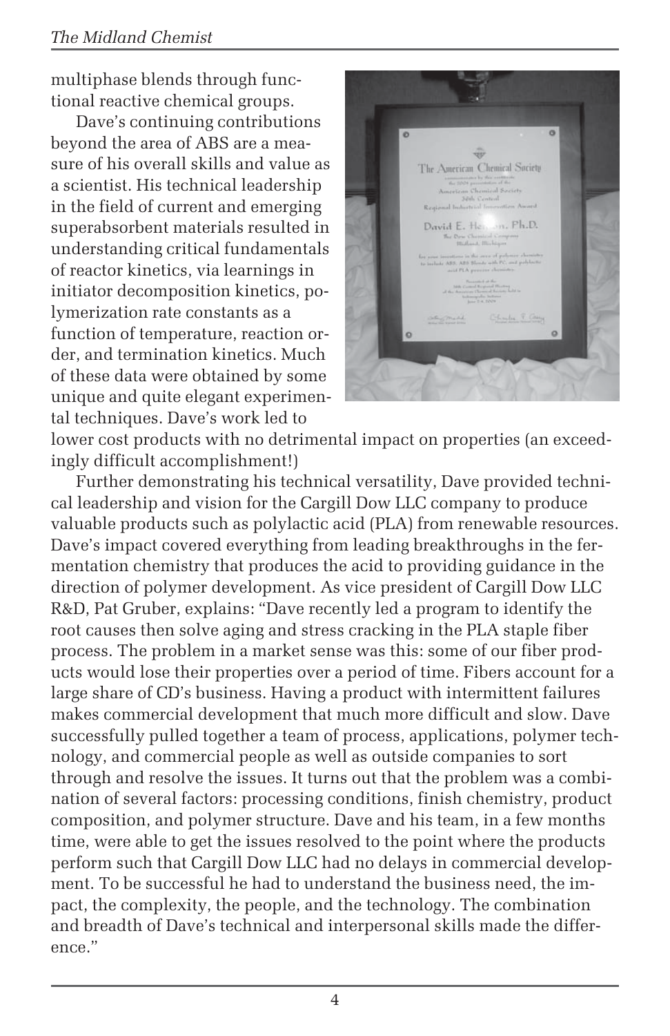multiphase blends through functional reactive chemical groups.

Dave's continuing contributions beyond the area of ABS are a measure of his overall skills and value as a scientist. His technical leadership in the field of current and emerging superabsorbent materials resulted in understanding critical fundamentals of reactor kinetics, via learnings in initiator decomposition kinetics, polymerization rate constants as a function of temperature, reaction order, and termination kinetics. Much of these data were obtained by some unique and quite elegant experimental techniques. Dave's work led to lower cost products with no detrimental impact on properties (an exceedingly difficult accomplishment!)

Further demonstrating his technical versatility, Dave provided technical leadership and vision for the Cargill Dow LLC company to produce valuable products such as polylactic acid (PLA) from renewable resources. Dave's impact covered everything from leading breakthroughs in the fermentation chemistry that produces the acid to providing guidance in the direction of polymer development. As vice president of Cargill Dow LLC R&D, Pat Gruber, explains: "Dave recently led a program to identify the root causes then solve aging and stress cracking in the PLA staple fiber process. The problem in a market sense was this: some of our fiber products would lose their properties over a period of time. Fibers account for a large share of CD's business. Having a product with intermittent failures makes commercial development that much more difficult and slow. Dave successfully pulled together a team of process, applications, polymer technology, and commercial people as well as outside companies to sort through and resolve the issues. It turns out that the problem was a combination of several factors: processing conditions, finish chemistry, product composition, and polymer structure. Dave and his team, in a few months time, were able to get the issues resolved to the point where the products perform such that Cargill Dow LLC had no delays in commercial development. To be successful he had to understand the business need, the impact, the complexity, the people, and the technology. The combination and breadth of Dave's technical and interpersonal skills made the difference."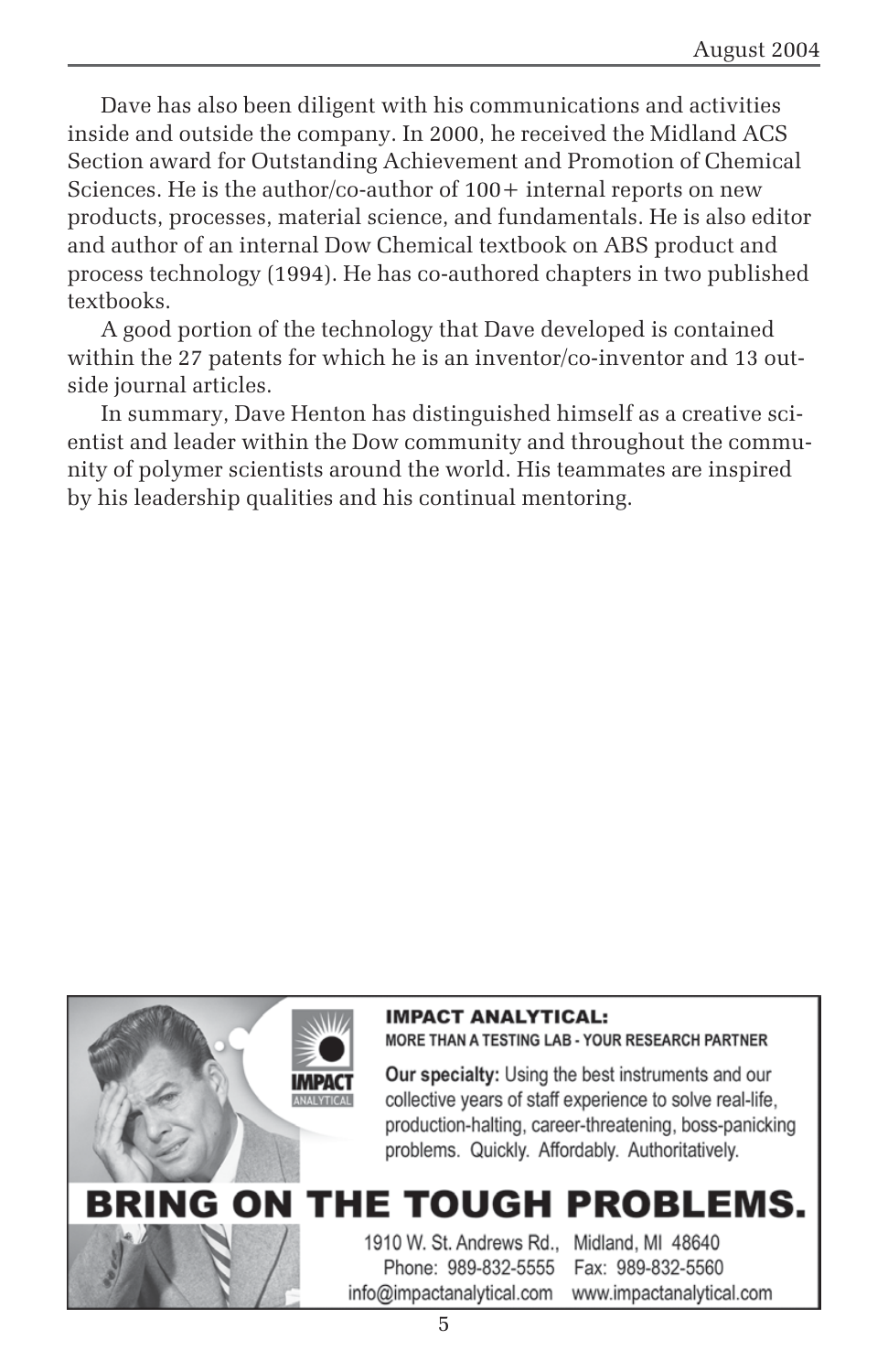Dave has also been diligent with his communications and activities inside and outside the company. In 2000, he received the Midland ACS Section award for Outstanding Achievement and Promotion of Chemical Sciences. He is the author/co-author of 100+ internal reports on new products, processes, material science, and fundamentals. He is also editor and author of an internal Dow Chemical textbook on ABS product and process technology (1994). He has co-authored chapters in two published textbooks.

A good portion of the technology that Dave developed is contained within the 27 patents for which he is an inventor/co-inventor and 13 outside journal articles.

In summary, Dave Henton has distinguished himself as a creative scientist and leader within the Dow community and throughout the community of polymer scientists around the world. His teammates are inspired by his leadership qualities and his continual mentoring.

**IMPACT ANALYTICAL:**
**MORE THAN A TESTING LAB - YOUR RESEARCH PARTNER**

**Our specialty:** Using the best instruments and our collective years of staff experience to solve real-life, production-halting, career-threatening, boss-panicking problems. Quickly. Affordably. Authoritatively.

**BRING ON THE TOUGH PROBLEMS.**

1910 W. St. Andrews Rd., Midland, MI 48640
Phone: 989-832-5555 Fax: 989-832-5560
info@impactanalytical.com www.impactanalytical.com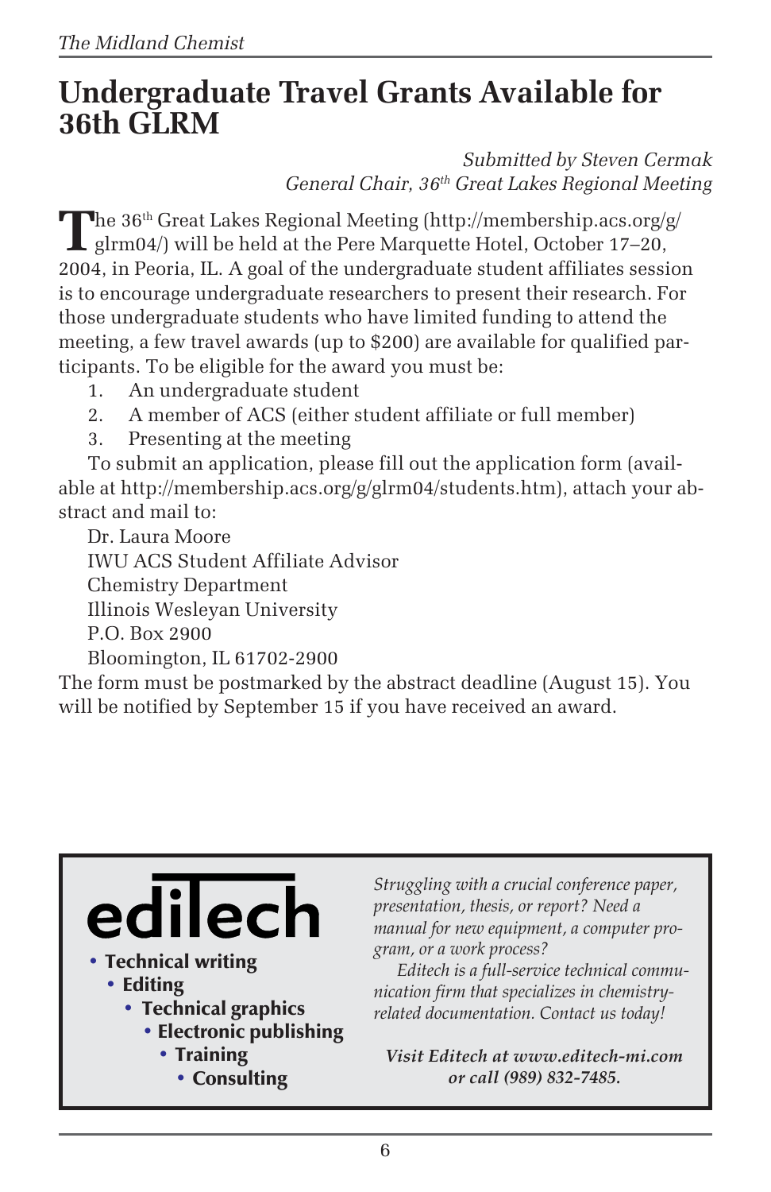# Undergraduate Travel Grants Available for 36th GLRM

*Submitted by Steven Cermak*
*General Chair, 36th Great Lakes Regional Meeting*

The 36th Great Lakes Regional Meeting (http://membership.acs.org/g/glrm04/) will be held at the Pere Marquette Hotel, October 17–20, 2004, in Peoria, IL. A goal of the undergraduate student affiliates session is to encourage undergraduate researchers to present their research. For those undergraduate students who have limited funding to attend the meeting, a few travel awards (up to $200) are available for qualified participants. To be eligible for the award you must be:

1. An undergraduate student
2. A member of ACS (either student affiliate or full member)
3. Presenting at the meeting

To submit an application, please fill out the application form (available at http://membership.acs.org/g/glrm04/students.htm), attach your abstract and mail to:

Dr. Laura Moore
IWU ACS Student Affiliate Advisor
Chemistry Department
Illinois Wesleyan University
P.O. Box 2900
Bloomington, IL 61702-2900

The form must be postmarked by the abstract deadline (August 15). You will be notified by September 15 if you have received an award.

---

**ediTech**

- **Technical writing**
- **Editing**
- **Technical graphics**
- **Electronic publishing**
- **Training**
- **Consulting**

*Struggling with a crucial conference paper, presentation, thesis, or report? Need a manual for new equipment, a computer program, or a work process?*

*Editech is a full-service technical communication firm that specializes in chemistry-related documentation. Contact us today!*

***Visit Editech at www.editech-mi.com or call (989) 832-7485.***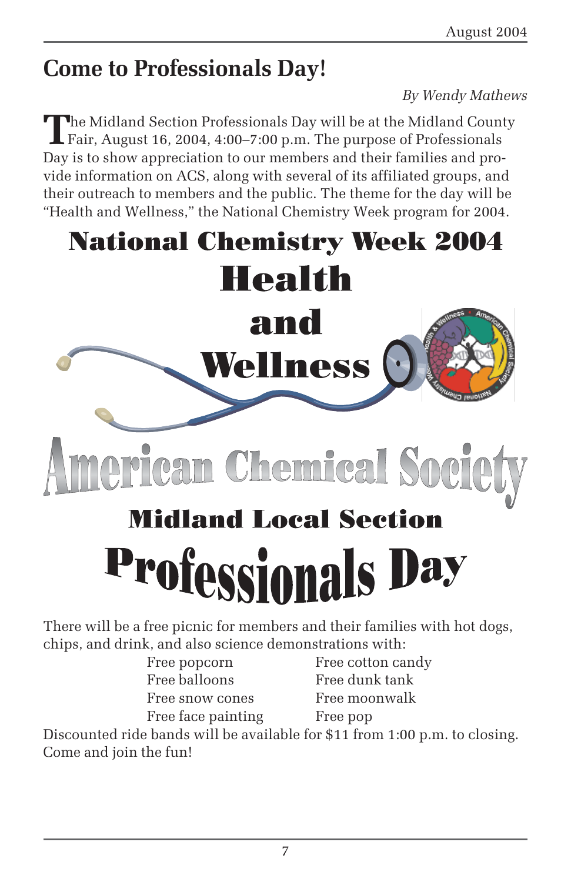## Come to Professionals Day!

*By Wendy Mathews*

The Midland Section Professionals Day will be at the Midland County Fair, August 16, 2004, 4:00–7:00 p.m. The purpose of Professionals Day is to show appreciation to our members and their families and provide information on ACS, along with several of its affiliated groups, and their outreach to members and the public. The theme for the day will be "Health and Wellness," the National Chemistry Week program for 2004.

**National Chemistry Week 2004**

**Health and Wellness**

**American Chemical Society**

**Midland Local Section**

**Professionals Day**

There will be a free picnic for members and their families with hot dogs, chips, and drink, and also science demonstrations with:

| | |
|---|---|
| Free popcorn | Free cotton candy |
| Free balloons | Free dunk tank |
| Free snow cones | Free moonwalk |
| Free face painting | Free pop |

Discounted ride bands will be available for $11 from 1:00 p.m. to closing. Come and join the fun!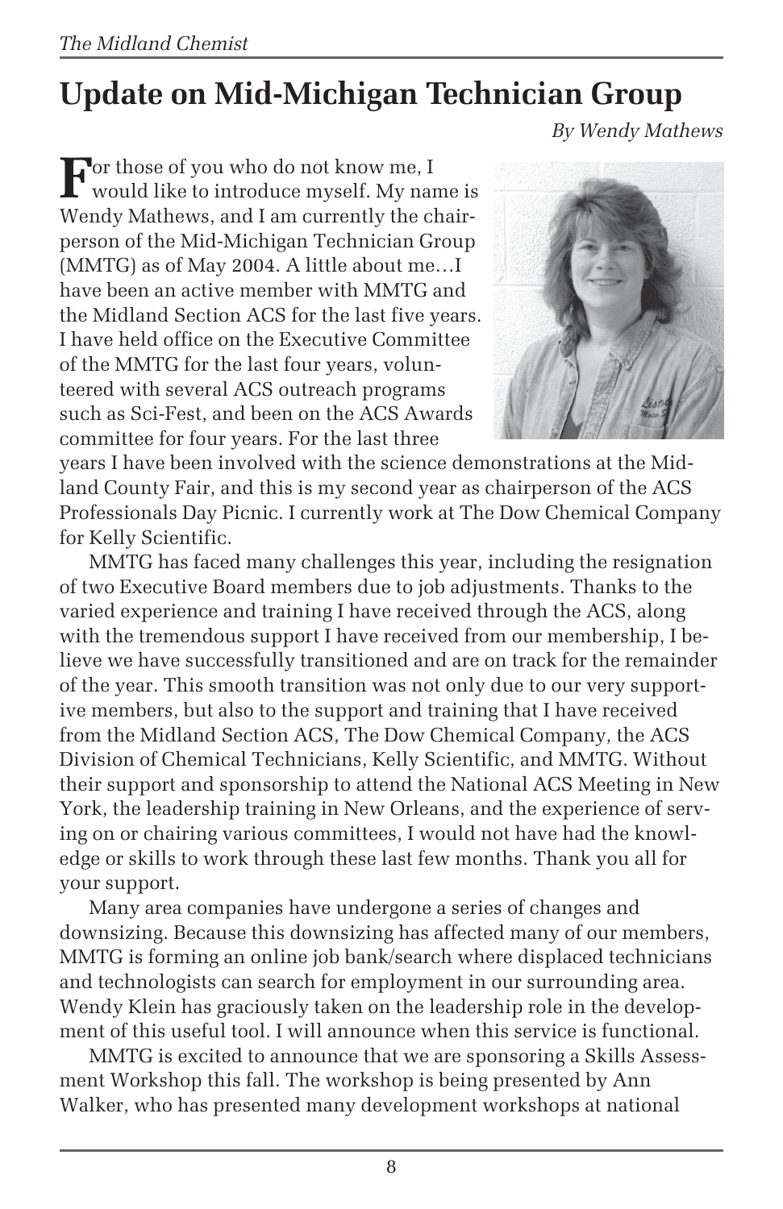# Update on Mid-Michigan Technician Group

*By Wendy Mathews*

For those of you who do not know me, I would like to introduce myself. My name is Wendy Mathews, and I am currently the chairperson of the Mid-Michigan Technician Group (MMTG) as of May 2004. A little about me…I have been an active member with MMTG and the Midland Section ACS for the last five years. I have held office on the Executive Committee of the MMTG for the last four years, volunteered with several ACS outreach programs such as Sci-Fest, and been on the ACS Awards committee for four years. For the last three years I have been involved with the science demonstrations at the Midland County Fair, and this is my second year as chairperson of the ACS Professionals Day Picnic. I currently work at The Dow Chemical Company for Kelly Scientific.

MMTG has faced many challenges this year, including the resignation of two Executive Board members due to job adjustments. Thanks to the varied experience and training I have received through the ACS, along with the tremendous support I have received from our membership, I believe we have successfully transitioned and are on track for the remainder of the year. This smooth transition was not only due to our very supportive members, but also to the support and training that I have received from the Midland Section ACS, The Dow Chemical Company, the ACS Division of Chemical Technicians, Kelly Scientific, and MMTG. Without their support and sponsorship to attend the National ACS Meeting in New York, the leadership training in New Orleans, and the experience of serving on or chairing various committees, I would not have had the knowledge or skills to work through these last few months. Thank you all for your support.

Many area companies have undergone a series of changes and downsizing. Because this downsizing has affected many of our members, MMTG is forming an online job bank/search where displaced technicians and technologists can search for employment in our surrounding area. Wendy Klein has graciously taken on the leadership role in the development of this useful tool. I will announce when this service is functional.

MMTG is excited to announce that we are sponsoring a Skills Assessment Workshop this fall. The workshop is being presented by Ann Walker, who has presented many development workshops at national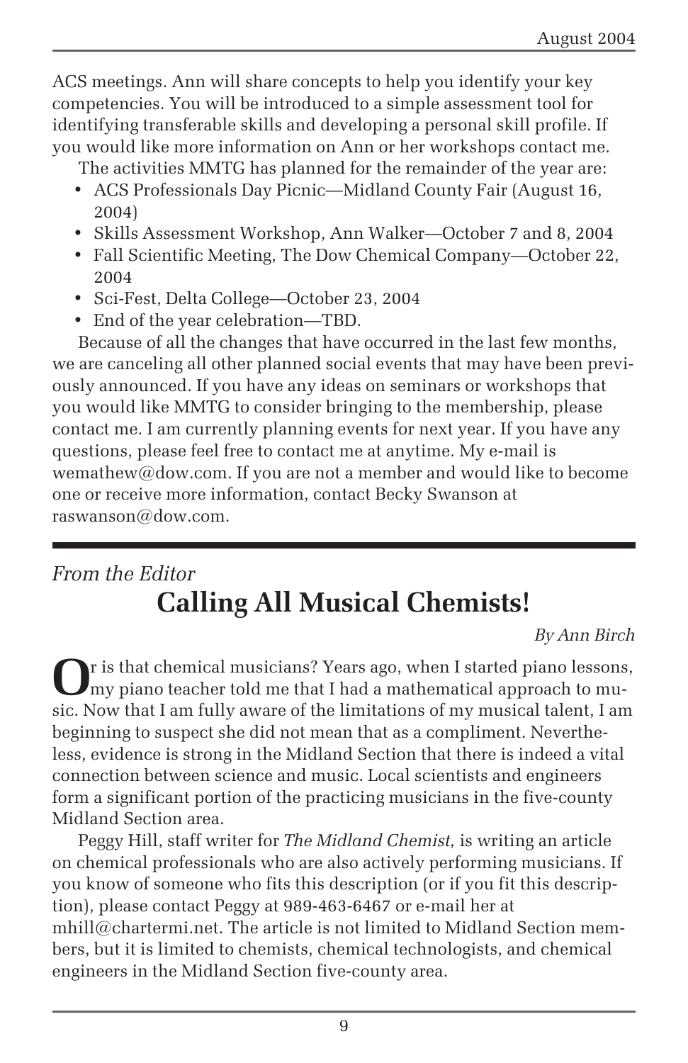ACS meetings. Ann will share concepts to help you identify your key competencies. You will be introduced to a simple assessment tool for identifying transferable skills and developing a personal skill profile. If you would like more information on Ann or her workshops contact me.

The activities MMTG has planned for the remainder of the year are:

- ACS Professionals Day Picnic—Midland County Fair (August 16, 2004)
- Skills Assessment Workshop, Ann Walker—October 7 and 8, 2004
- Fall Scientific Meeting, The Dow Chemical Company—October 22, 2004
- Sci-Fest, Delta College—October 23, 2004
- End of the year celebration—TBD.

Because of all the changes that have occurred in the last few months, we are canceling all other planned social events that may have been previously announced. If you have any ideas on seminars or workshops that you would like MMTG to consider bringing to the membership, please contact me. I am currently planning events for next year. If you have any questions, please feel free to contact me at anytime. My e-mail is wemathew@dow.com. If you are not a member and would like to become one or receive more information, contact Becky Swanson at raswanson@dow.com.

---

*From the Editor*

## Calling All Musical Chemists!

*By Ann Birch*

Or is that chemical musicians? Years ago, when I started piano lessons, my piano teacher told me that I had a mathematical approach to music. Now that I am fully aware of the limitations of my musical talent, I am beginning to suspect she did not mean that as a compliment. Nevertheless, evidence is strong in the Midland Section that there is indeed a vital connection between science and music. Local scientists and engineers form a significant portion of the practicing musicians in the five-county Midland Section area.

Peggy Hill, staff writer for *The Midland Chemist,* is writing an article on chemical professionals who are also actively performing musicians. If you know of someone who fits this description (or if you fit this description), please contact Peggy at 989-463-6467 or e-mail her at mhill@chartermi.net. The article is not limited to Midland Section members, but it is limited to chemists, chemical technologists, and chemical engineers in the Midland Section five-county area.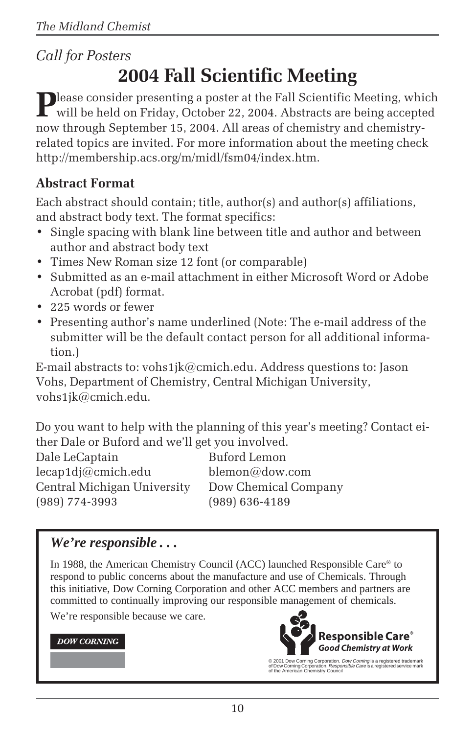*Call for Posters*

# 2004 Fall Scientific Meeting

Please consider presenting a poster at the Fall Scientific Meeting, which will be held on Friday, October 22, 2004. Abstracts are being accepted now through September 15, 2004. All areas of chemistry and chemistry-related topics are invited. For more information about the meeting check http://membership.acs.org/m/midl/fsm04/index.htm.

## Abstract Format

Each abstract should contain; title, author(s) and author(s) affiliations, and abstract body text. The format specifics:

- Single spacing with blank line between title and author and between author and abstract body text
- Times New Roman size 12 font (or comparable)
- Submitted as an e-mail attachment in either Microsoft Word or Adobe Acrobat (pdf) format.
- 225 words or fewer
- Presenting author's name underlined (Note: The e-mail address of the submitter will be the default contact person for all additional information.)

E-mail abstracts to: vohs1jk@cmich.edu. Address questions to: Jason Vohs, Department of Chemistry, Central Michigan University, vohs1jk@cmich.edu.

Do you want to help with the planning of this year's meeting? Contact either Dale or Buford and we'll get you involved.

| Dale LeCaptain | Buford Lemon |
|---|---|
| lecap1dj@cmich.edu | blemon@dow.com |
| Central Michigan University | Dow Chemical Company |
| (989) 774-3993 | (989) 636-4189 |

---

### *We're responsible . . .*

In 1988, the American Chemistry Council (ACC) launched Responsible Care® to respond to public concerns about the manufacture and use of Chemicals. Through this initiative, Dow Corning Corporation and other ACC members and partners are committed to continually improving our responsible management of chemicals.

We're responsible because we care.

DOW CORNING

**Responsible Care®**
***Good Chemistry at Work***

© 2001 Dow Corning Corporation. *Dow Corning* is a registered trademark of Dow Corning Corporation. *Responsible Care* is a registered service mark of the American Chemistry Council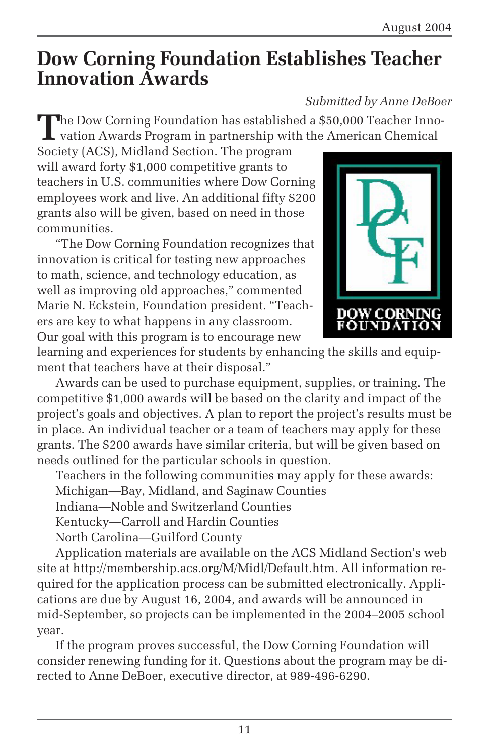# Dow Corning Foundation Establishes Teacher Innovation Awards

*Submitted by Anne DeBoer*

The Dow Corning Foundation has established a $50,000 Teacher Innovation Awards Program in partnership with the American Chemical Society (ACS), Midland Section. The program will award forty $1,000 competitive grants to teachers in U.S. communities where Dow Corning employees work and live. An additional fifty $200 grants also will be given, based on need in those communities.

"The Dow Corning Foundation recognizes that innovation is critical for testing new approaches to math, science, and technology education, as well as improving old approaches," commented Marie N. Eckstein, Foundation president. "Teachers are key to what happens in any classroom. Our goal with this program is to encourage new learning and experiences for students by enhancing the skills and equipment that teachers have at their disposal."

Awards can be used to purchase equipment, supplies, or training. The competitive $1,000 awards will be based on the clarity and impact of the project's goals and objectives. A plan to report the project's results must be in place. An individual teacher or a team of teachers may apply for these grants. The $200 awards have similar criteria, but will be given based on needs outlined for the particular schools in question.

Teachers in the following communities may apply for these awards:

Michigan—Bay, Midland, and Saginaw Counties
Indiana—Noble and Switzerland Counties
Kentucky—Carroll and Hardin Counties
North Carolina—Guilford County

Application materials are available on the ACS Midland Section's web site at http://membership.acs.org/M/Midl/Default.htm. All information required for the application process can be submitted electronically. Applications are due by August 16, 2004, and awards will be announced in mid-September, so projects can be implemented in the 2004–2005 school year.

If the program proves successful, the Dow Corning Foundation will consider renewing funding for it. Questions about the program may be directed to Anne DeBoer, executive director, at 989-496-6290.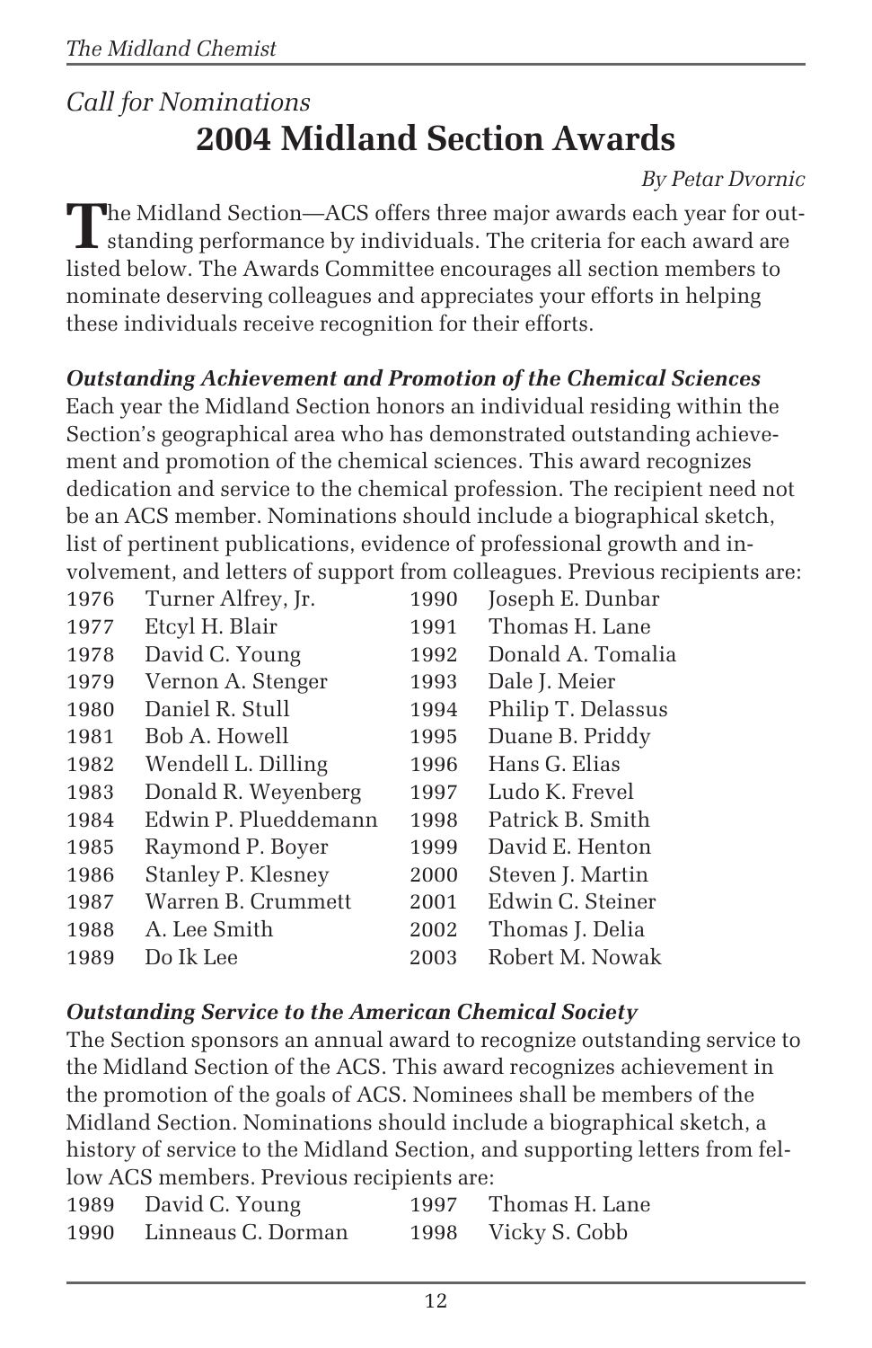*Call for Nominations*

# 2004 Midland Section Awards

*By Petar Dvornic*

The Midland Section—ACS offers three major awards each year for outstanding performance by individuals. The criteria for each award are listed below. The Awards Committee encourages all section members to nominate deserving colleagues and appreciates your efforts in helping these individuals receive recognition for their efforts.

### *Outstanding Achievement and Promotion of the Chemical Sciences*

Each year the Midland Section honors an individual residing within the Section's geographical area who has demonstrated outstanding achievement and promotion of the chemical sciences. This award recognizes dedication and service to the chemical profession. The recipient need not be an ACS member. Nominations should include a biographical sketch, list of pertinent publications, evidence of professional growth and involvement, and letters of support from colleagues. Previous recipients are:

| Year | Recipient | Year | Recipient |
|---|---|---|---|
| 1976 | Turner Alfrey, Jr. | 1990 | Joseph E. Dunbar |
| 1977 | Etcyl H. Blair | 1991 | Thomas H. Lane |
| 1978 | David C. Young | 1992 | Donald A. Tomalia |
| 1979 | Vernon A. Stenger | 1993 | Dale J. Meier |
| 1980 | Daniel R. Stull | 1994 | Philip T. Delassus |
| 1981 | Bob A. Howell | 1995 | Duane B. Priddy |
| 1982 | Wendell L. Dilling | 1996 | Hans G. Elias |
| 1983 | Donald R. Weyenberg | 1997 | Ludo K. Frevel |
| 1984 | Edwin P. Plueddemann | 1998 | Patrick B. Smith |
| 1985 | Raymond P. Boyer | 1999 | David E. Henton |
| 1986 | Stanley P. Klesney | 2000 | Steven J. Martin |
| 1987 | Warren B. Crummett | 2001 | Edwin C. Steiner |
| 1988 | A. Lee Smith | 2002 | Thomas J. Delia |
| 1989 | Do Ik Lee | 2003 | Robert M. Nowak |

### *Outstanding Service to the American Chemical Society*

The Section sponsors an annual award to recognize outstanding service to the Midland Section of the ACS. This award recognizes achievement in the promotion of the goals of ACS. Nominees shall be members of the Midland Section. Nominations should include a biographical sketch, a history of service to the Midland Section, and supporting letters from fellow ACS members. Previous recipients are:

| Year | Recipient | Year | Recipient |
|---|---|---|---|
| 1989 | David C. Young | 1997 | Thomas H. Lane |
| 1990 | Linneaus C. Dorman | 1998 | Vicky S. Cobb |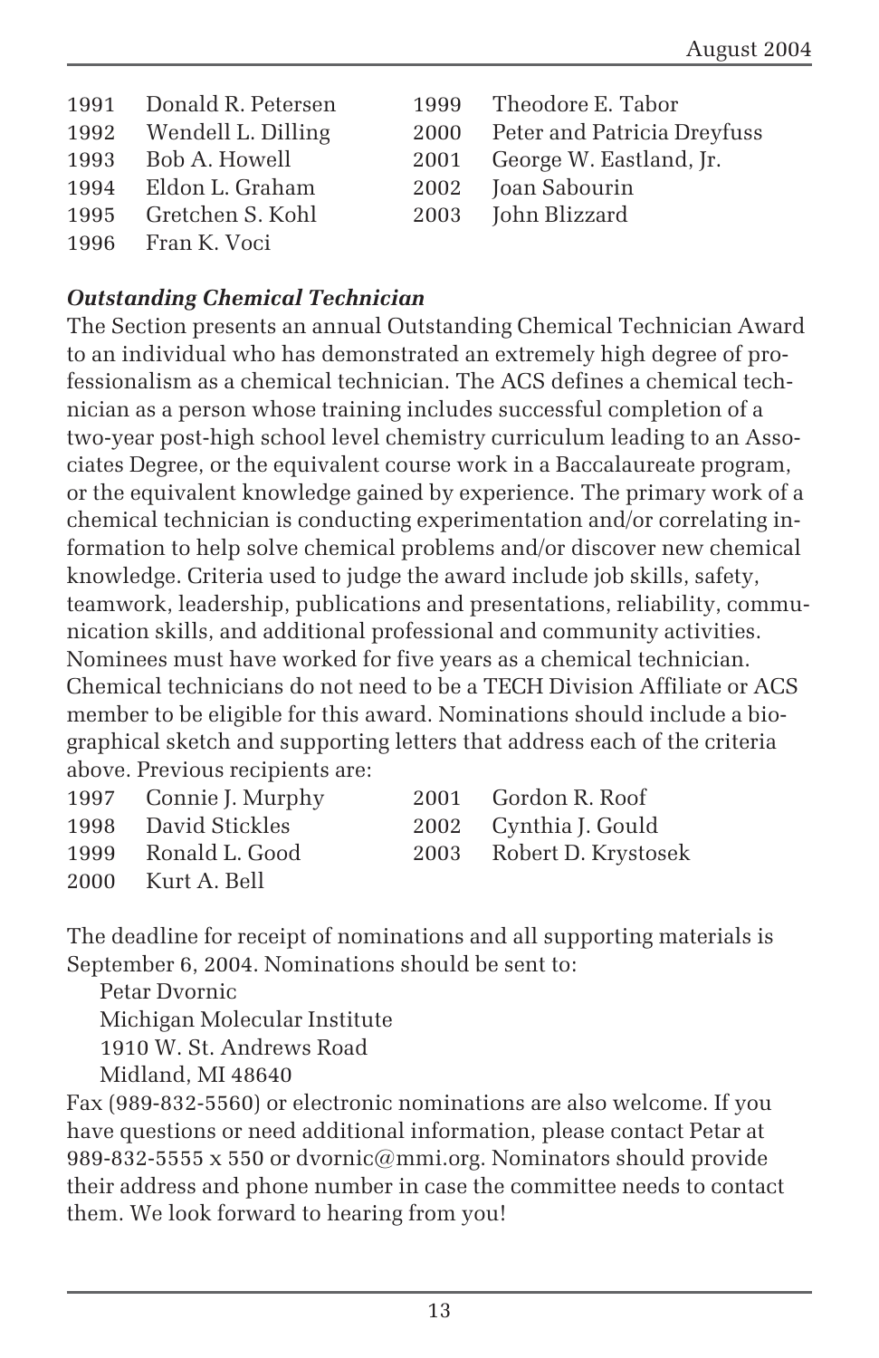1991 Donald R. Petersen
1992 Wendell L. Dilling
1993 Bob A. Howell
1994 Eldon L. Graham
1995 Gretchen S. Kohl
1996 Fran K. Voci
1999 Theodore E. Tabor
2000 Peter and Patricia Dreyfuss
2001 George W. Eastland, Jr.
2002 Joan Sabourin
2003 John Blizzard

### *Outstanding Chemical Technician*

The Section presents an annual Outstanding Chemical Technician Award to an individual who has demonstrated an extremely high degree of professionalism as a chemical technician. The ACS defines a chemical technician as a person whose training includes successful completion of a two-year post-high school level chemistry curriculum leading to an Associates Degree, or the equivalent course work in a Baccalaureate program, or the equivalent knowledge gained by experience. The primary work of a chemical technician is conducting experimentation and/or correlating information to help solve chemical problems and/or discover new chemical knowledge. Criteria used to judge the award include job skills, safety, teamwork, leadership, publications and presentations, reliability, communication skills, and additional professional and community activities. Nominees must have worked for five years as a chemical technician. Chemical technicians do not need to be a TECH Division Affiliate or ACS member to be eligible for this award. Nominations should include a biographical sketch and supporting letters that address each of the criteria above. Previous recipients are:

1997 Connie J. Murphy
1998 David Stickles
1999 Ronald L. Good
2000 Kurt A. Bell
2001 Gordon R. Roof
2002 Cynthia J. Gould
2003 Robert D. Krystosek

The deadline for receipt of nominations and all supporting materials is September 6, 2004. Nominations should be sent to:

Petar Dvornic
Michigan Molecular Institute
1910 W. St. Andrews Road
Midland, MI 48640

Fax (989-832-5560) or electronic nominations are also welcome. If you have questions or need additional information, please contact Petar at 989-832-5555 x 550 or dvornic@mmi.org. Nominators should provide their address and phone number in case the committee needs to contact them. We look forward to hearing from you!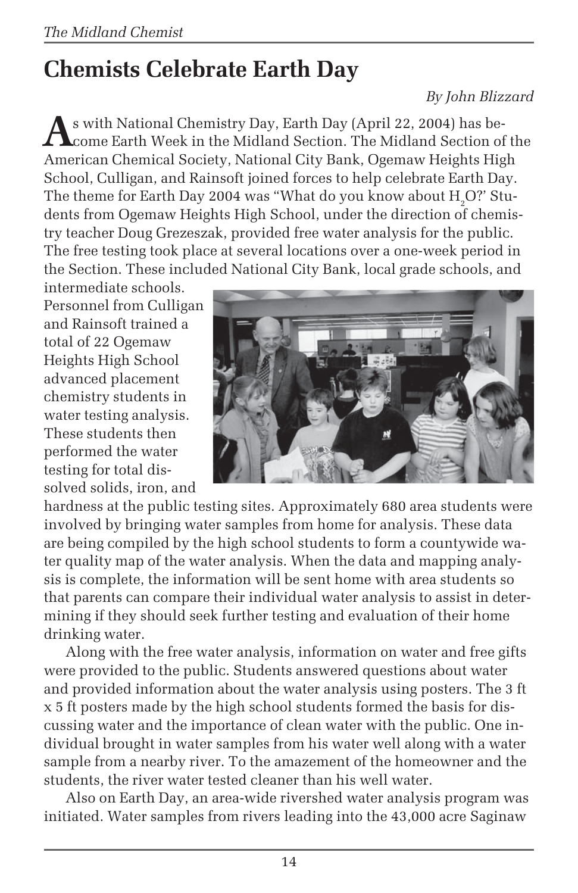# Chemists Celebrate Earth Day

*By John Blizzard*

As with National Chemistry Day, Earth Day (April 22, 2004) has become Earth Week in the Midland Section. The Midland Section of the American Chemical Society, National City Bank, Ogemaw Heights High School, Culligan, and Rainsoft joined forces to help celebrate Earth Day. The theme for Earth Day 2004 was "What do you know about $H_2O$?' Students from Ogemaw Heights High School, under the direction of chemistry teacher Doug Grezeszak, provided free water analysis for the public. The free testing took place at several locations over a one-week period in the Section. These included National City Bank, local grade schools, and intermediate schools. Personnel from Culligan and Rainsoft trained a total of 22 Ogemaw Heights High School advanced placement chemistry students in water testing analysis. These students then performed the water testing for total dissolved solids, iron, and hardness at the public testing sites. Approximately 680 area students were involved by bringing water samples from home for analysis. These data are being compiled by the high school students to form a countywide water quality map of the water analysis. When the data and mapping analysis is complete, the information will be sent home with area students so that parents can compare their individual water analysis to assist in determining if they should seek further testing and evaluation of their home drinking water.

Along with the free water analysis, information on water and free gifts were provided to the public. Students answered questions about water and provided information about the water analysis using posters. The 3 ft x 5 ft posters made by the high school students formed the basis for discussing water and the importance of clean water with the public. One individual brought in water samples from his water well along with a water sample from a nearby river. To the amazement of the homeowner and the students, the river water tested cleaner than his well water.

Also on Earth Day, an area-wide rivershed water analysis program was initiated. Water samples from rivers leading into the 43,000 acre Saginaw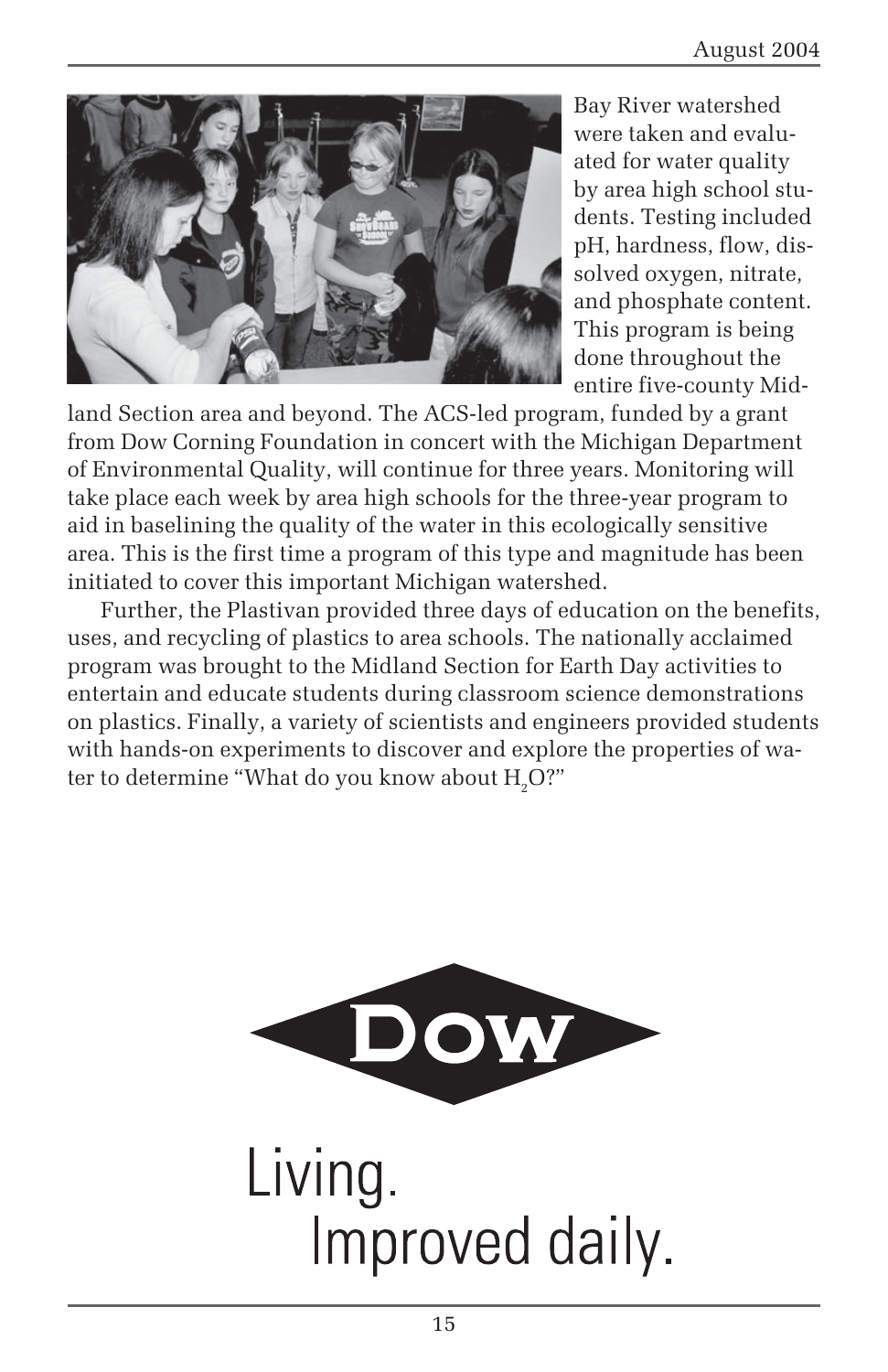Bay River watershed were taken and evaluated for water quality by area high school students. Testing included pH, hardness, flow, dissolved oxygen, nitrate, and phosphate content. This program is being done throughout the entire five-county Midland Section area and beyond. The ACS-led program, funded by a grant from Dow Corning Foundation in concert with the Michigan Department of Environmental Quality, will continue for three years. Monitoring will take place each week by area high schools for the three-year program to aid in baselining the quality of the water in this ecologically sensitive area. This is the first time a program of this type and magnitude has been initiated to cover this important Michigan watershed.

Further, the Plastivan provided three days of education on the benefits, uses, and recycling of plastics to area schools. The nationally acclaimed program was brought to the Midland Section for Earth Day activities to entertain and educate students during classroom science demonstrations on plastics. Finally, a variety of scientists and engineers provided students with hands-on experiments to discover and explore the properties of water to determine "What do you know about $H_2O$?"

DOW

Living.
Improved daily.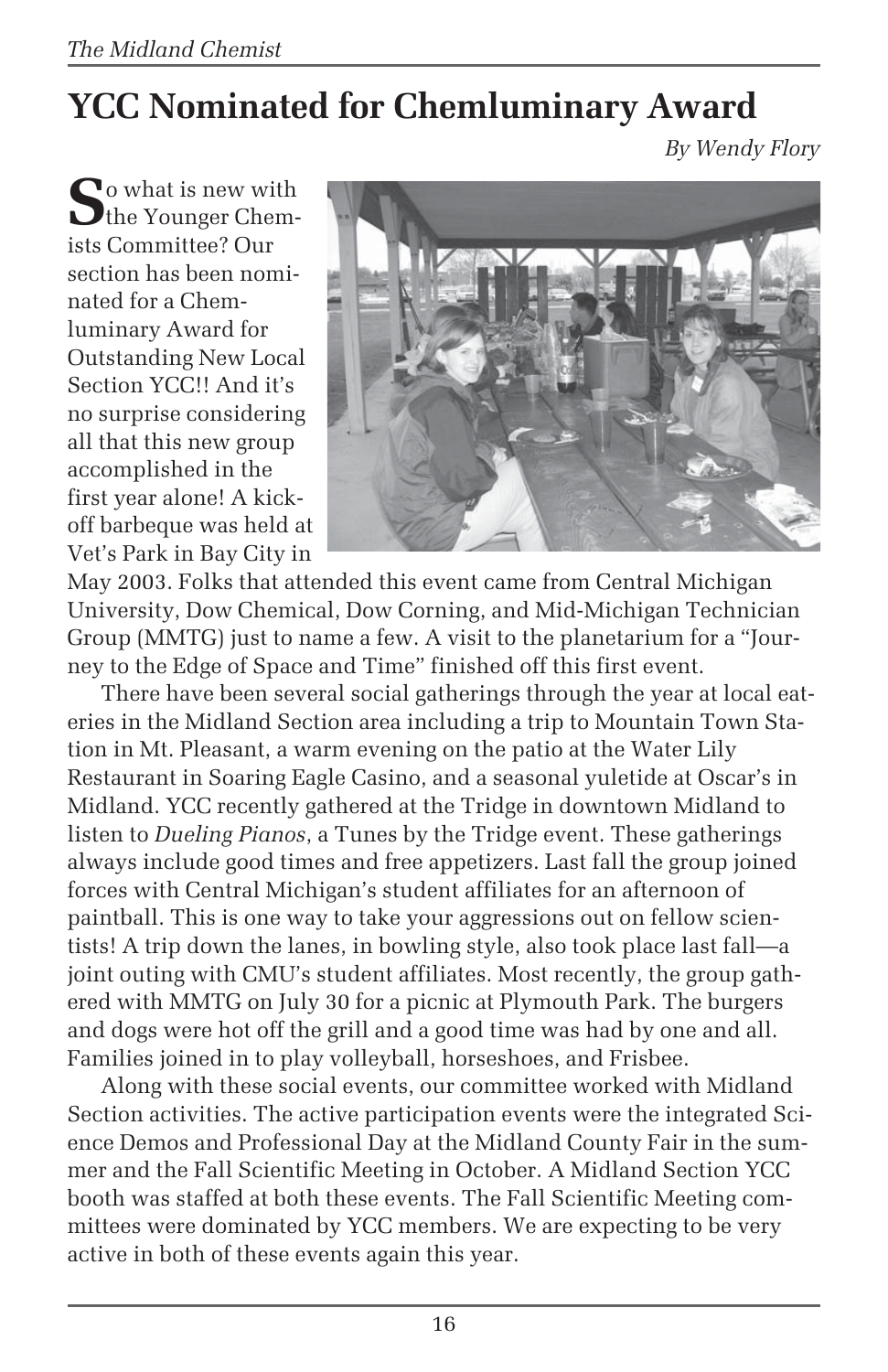# YCC Nominated for Chemluminary Award

*By Wendy Flory*

So what is new with the Younger Chemists Committee? Our section has been nominated for a Chemluminary Award for Outstanding New Local Section YCC!! And it's no surprise considering all that this new group accomplished in the first year alone! A kick-off barbeque was held at Vet's Park in Bay City in May 2003. Folks that attended this event came from Central Michigan University, Dow Chemical, Dow Corning, and Mid-Michigan Technician Group (MMTG) just to name a few. A visit to the planetarium for a "Journey to the Edge of Space and Time" finished off this first event.

There have been several social gatherings through the year at local eateries in the Midland Section area including a trip to Mountain Town Station in Mt. Pleasant, a warm evening on the patio at the Water Lily Restaurant in Soaring Eagle Casino, and a seasonal yuletide at Oscar's in Midland. YCC recently gathered at the Tridge in downtown Midland to listen to *Dueling Pianos*, a Tunes by the Tridge event. These gatherings always include good times and free appetizers. Last fall the group joined forces with Central Michigan's student affiliates for an afternoon of paintball. This is one way to take your aggressions out on fellow scientists! A trip down the lanes, in bowling style, also took place last fall—a joint outing with CMU's student affiliates. Most recently, the group gathered with MMTG on July 30 for a picnic at Plymouth Park. The burgers and dogs were hot off the grill and a good time was had by one and all. Families joined in to play volleyball, horseshoes, and Frisbee.

Along with these social events, our committee worked with Midland Section activities. The active participation events were the integrated Science Demos and Professional Day at the Midland County Fair in the summer and the Fall Scientific Meeting in October. A Midland Section YCC booth was staffed at both these events. The Fall Scientific Meeting committees were dominated by YCC members. We are expecting to be very active in both of these events again this year.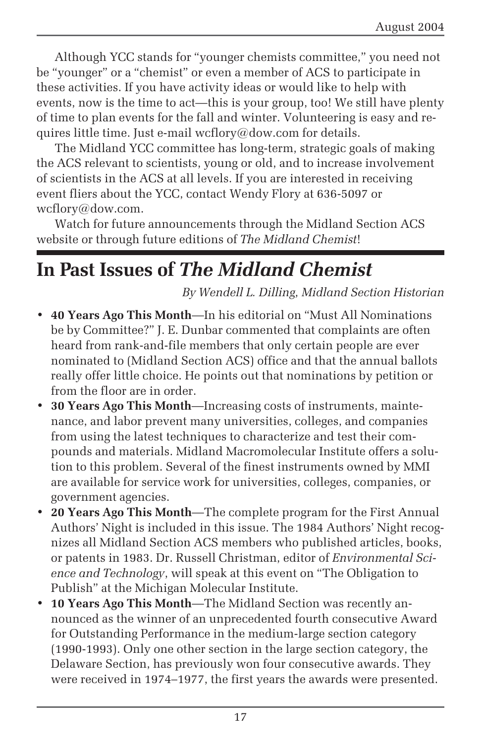Although YCC stands for "younger chemists committee," you need not be "younger" or a "chemist" or even a member of ACS to participate in these activities. If you have activity ideas or would like to help with events, now is the time to act—this is your group, too! We still have plenty of time to plan events for the fall and winter. Volunteering is easy and requires little time. Just e-mail wcflory@dow.com for details.

The Midland YCC committee has long-term, strategic goals of making the ACS relevant to scientists, young or old, and to increase involvement of scientists in the ACS at all levels. If you are interested in receiving event fliers about the YCC, contact Wendy Flory at 636-5097 or wcflory@dow.com.

Watch for future announcements through the Midland Section ACS website or through future editions of *The Midland Chemist*!

# In Past Issues of *The Midland Chemist*

*By Wendell L. Dilling, Midland Section Historian*

- **40 Years Ago This Month**—In his editorial on "Must All Nominations be by Committee?" J. E. Dunbar commented that complaints are often heard from rank-and-file members that only certain people are ever nominated to (Midland Section ACS) office and that the annual ballots really offer little choice. He points out that nominations by petition or from the floor are in order.
- **30 Years Ago This Month**—Increasing costs of instruments, maintenance, and labor prevent many universities, colleges, and companies from using the latest techniques to characterize and test their compounds and materials. Midland Macromolecular Institute offers a solution to this problem. Several of the finest instruments owned by MMI are available for service work for universities, colleges, companies, or government agencies.
- **20 Years Ago This Month**—The complete program for the First Annual Authors' Night is included in this issue. The 1984 Authors' Night recognizes all Midland Section ACS members who published articles, books, or patents in 1983. Dr. Russell Christman, editor of *Environmental Science and Technology*, will speak at this event on "The Obligation to Publish" at the Michigan Molecular Institute.
- **10 Years Ago This Month**—The Midland Section was recently announced as the winner of an unprecedented fourth consecutive Award for Outstanding Performance in the medium-large section category (1990-1993). Only one other section in the large section category, the Delaware Section, has previously won four consecutive awards. They were received in 1974–1977, the first years the awards were presented.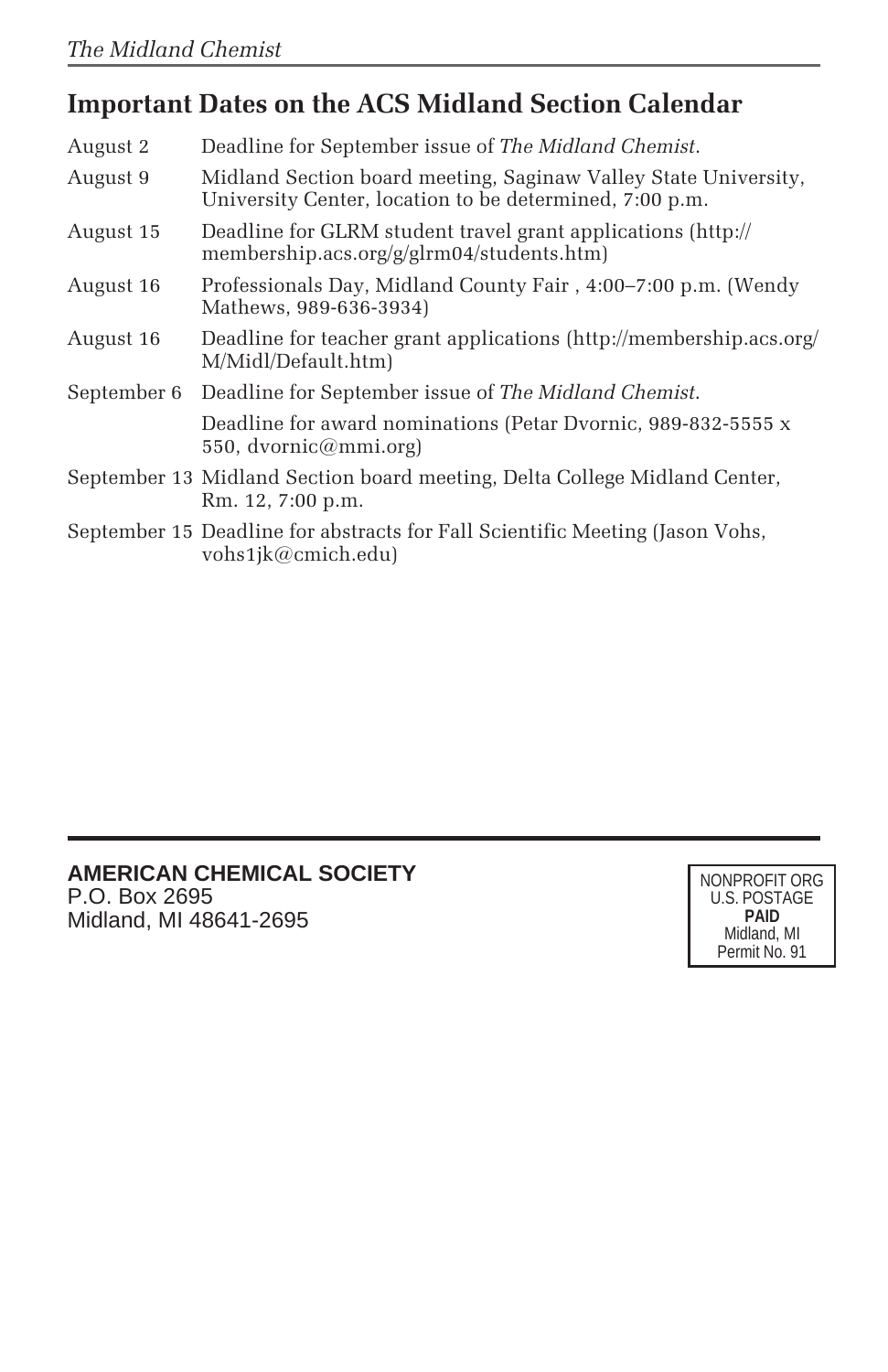## Important Dates on the ACS Midland Section Calendar

| | |
|---|---|
| August 2 | Deadline for September issue of *The Midland Chemist*. |
| August 9 | Midland Section board meeting, Saginaw Valley State University, University Center, location to be determined, 7:00 p.m. |
| August 15 | Deadline for GLRM student travel grant applications (http://membership.acs.org/g/glrm04/students.htm) |
| August 16 | Professionals Day, Midland County Fair , 4:00–7:00 p.m. (Wendy Mathews, 989-636-3934) |
| August 16 | Deadline for teacher grant applications (http://membership.acs.org/M/Midl/Default.htm) |
| September 6 | Deadline for September issue of *The Midland Chemist*. |
| | Deadline for award nominations (Petar Dvornic, 989-832-5555 x 550, dvornic@mmi.org) |
| September 13 | Midland Section board meeting, Delta College Midland Center, Rm. 12, 7:00 p.m. |
| September 15 | Deadline for abstracts for Fall Scientific Meeting (Jason Vohs, vohs1jk@cmich.edu) |

**AMERICAN CHEMICAL SOCIETY**
P.O. Box 2695
Midland, MI 48641-2695

NONPROFIT ORG
U.S. POSTAGE
**PAID**
Midland, MI
Permit No. 91